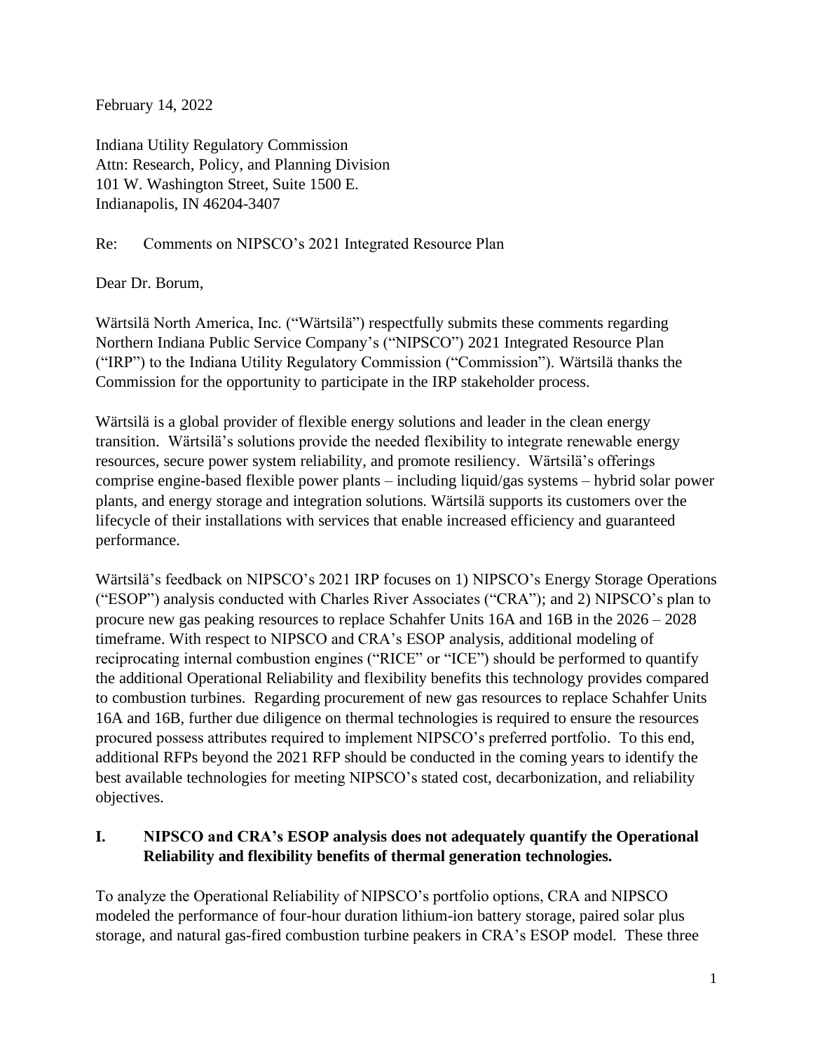February 14, 2022

Indiana Utility Regulatory Commission
Attn: Research, Policy, and Planning Division
101 W. Washington Street, Suite 1500 E.
Indianapolis, IN 46204-3407

Re: Comments on NIPSCO's 2021 Integrated Resource Plan

Dear Dr. Borum,

Wärtsilä North America, Inc. ("Wärtsilä") respectfully submits these comments regarding Northern Indiana Public Service Company's ("NIPSCO") 2021 Integrated Resource Plan ("IRP") to the Indiana Utility Regulatory Commission ("Commission"). Wärtsilä thanks the Commission for the opportunity to participate in the IRP stakeholder process.

Wärtsilä is a global provider of flexible energy solutions and leader in the clean energy transition. Wärtsilä's solutions provide the needed flexibility to integrate renewable energy resources, secure power system reliability, and promote resiliency. Wärtsilä's offerings comprise engine-based flexible power plants – including liquid/gas systems – hybrid solar power plants, and energy storage and integration solutions. Wärtsilä supports its customers over the lifecycle of their installations with services that enable increased efficiency and guaranteed performance.

Wärtsilä's feedback on NIPSCO's 2021 IRP focuses on 1) NIPSCO's Energy Storage Operations ("ESOP") analysis conducted with Charles River Associates ("CRA"); and 2) NIPSCO's plan to procure new gas peaking resources to replace Schahfer Units 16A and 16B in the 2026 – 2028 timeframe. With respect to NIPSCO and CRA's ESOP analysis, additional modeling of reciprocating internal combustion engines ("RICE" or "ICE") should be performed to quantify the additional Operational Reliability and flexibility benefits this technology provides compared to combustion turbines. Regarding procurement of new gas resources to replace Schahfer Units 16A and 16B, further due diligence on thermal technologies is required to ensure the resources procured possess attributes required to implement NIPSCO's preferred portfolio. To this end, additional RFPs beyond the 2021 RFP should be conducted in the coming years to identify the best available technologies for meeting NIPSCO's stated cost, decarbonization, and reliability objectives.

## I. NIPSCO and CRA's ESOP analysis does not adequately quantify the Operational Reliability and flexibility benefits of thermal generation technologies.

To analyze the Operational Reliability of NIPSCO's portfolio options, CRA and NIPSCO modeled the performance of four-hour duration lithium-ion battery storage, paired solar plus storage, and natural gas-fired combustion turbine peakers in CRA's ESOP model. These three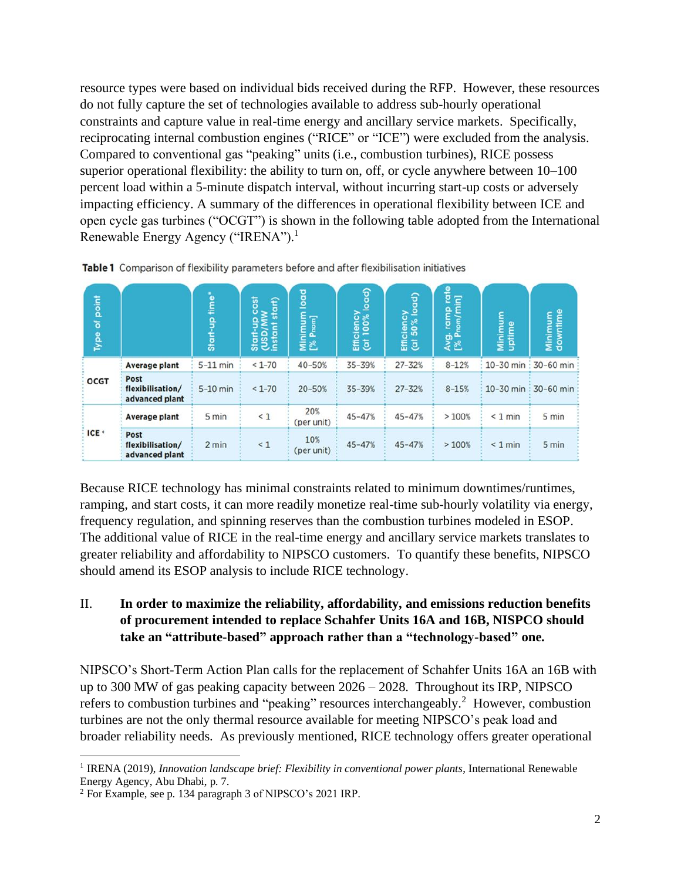resource types were based on individual bids received during the RFP. However, these resources do not fully capture the set of technologies available to address sub-hourly operational constraints and capture value in real-time energy and ancillary service markets. Specifically, reciprocating internal combustion engines ("RICE" or "ICE") were excluded from the analysis. Compared to conventional gas "peaking" units (i.e., combustion turbines), RICE possess superior operational flexibility: the ability to turn on, off, or cycle anywhere between 10–100 percent load within a 5-minute dispatch interval, without incurring start-up costs or adversely impacting efficiency. A summary of the differences in operational flexibility between ICE and open cycle gas turbines ("OCGT") is shown in the following table adopted from the International Renewable Energy Agency ("IRENA").[1]

**Table 1** Comparison of flexibility parameters before and after flexibilisation initiatives

| Type of point | | Start-up time* | Start-up cost (USD/MW instant start) | Minimum load [% Pnom] | Efficiency (at 100% load) | Efficiency (at 50% load) | Avg. ramp rate [% Pnom/min] | Minimum uptime | Minimum downtime |
|---|---|---|---|---|---|---|---|---|---|
| OCGT | Average plant | 5-11 min | < 1-70 | 40-50% | 35-39% | 27-32% | 8-12% | 10-30 min | 30-60 min |
| | Post flexibilisation/ advanced plant | 5-10 min | < 1-70 | 20-50% | 35-39% | 27-32% | 8-15% | 10-30 min | 30-60 min |
| ICE c | Average plant | 5 min | < 1 | 20% (per unit) | 45-47% | 45-47% | > 100% | < 1 min | 5 min |
| | Post flexibilisation/ advanced plant | 2 min | < 1 | 10% (per unit) | 45-47% | 45-47% | > 100% | < 1 min | 5 min |

Because RICE technology has minimal constraints related to minimum downtimes/runtimes, ramping, and start costs, it can more readily monetize real-time sub-hourly volatility via energy, frequency regulation, and spinning reserves than the combustion turbines modeled in ESOP. The additional value of RICE in the real-time energy and ancillary service markets translates to greater reliability and affordability to NIPSCO customers. To quantify these benefits, NIPSCO should amend its ESOP analysis to include RICE technology.

## II. In order to maximize the reliability, affordability, and emissions reduction benefits of procurement intended to replace Schahfer Units 16A and 16B, NISPCO should take an "attribute-based" approach rather than a "technology-based" one.

NIPSCO's Short-Term Action Plan calls for the replacement of Schahfer Units 16A an 16B with up to 300 MW of gas peaking capacity between 2026 – 2028. Throughout its IRP, NIPSCO refers to combustion turbines and "peaking" resources interchangeably.[2] However, combustion turbines are not the only thermal resource available for meeting NIPSCO's peak load and broader reliability needs. As previously mentioned, RICE technology offers greater operational

---

[1] IRENA (2019), *Innovation landscape brief: Flexibility in conventional power plants*, International Renewable Energy Agency, Abu Dhabi, p. 7.

[2] For Example, see p. 134 paragraph 3 of NIPSCO's 2021 IRP.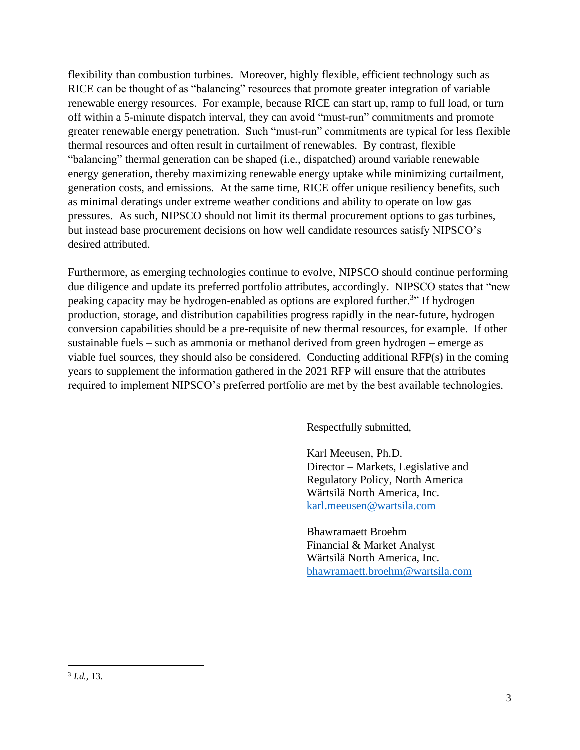flexibility than combustion turbines. Moreover, highly flexible, efficient technology such as RICE can be thought of as "balancing" resources that promote greater integration of variable renewable energy resources. For example, because RICE can start up, ramp to full load, or turn off within a 5-minute dispatch interval, they can avoid "must-run" commitments and promote greater renewable energy penetration. Such "must-run" commitments are typical for less flexible thermal resources and often result in curtailment of renewables. By contrast, flexible "balancing" thermal generation can be shaped (i.e., dispatched) around variable renewable energy generation, thereby maximizing renewable energy uptake while minimizing curtailment, generation costs, and emissions. At the same time, RICE offer unique resiliency benefits, such as minimal deratings under extreme weather conditions and ability to operate on low gas pressures. As such, NIPSCO should not limit its thermal procurement options to gas turbines, but instead base procurement decisions on how well candidate resources satisfy NIPSCO's desired attributed.

Furthermore, as emerging technologies continue to evolve, NIPSCO should continue performing due diligence and update its preferred portfolio attributes, accordingly. NIPSCO states that "new peaking capacity may be hydrogen-enabled as options are explored further.[3]" If hydrogen production, storage, and distribution capabilities progress rapidly in the near-future, hydrogen conversion capabilities should be a pre-requisite of new thermal resources, for example. If other sustainable fuels – such as ammonia or methanol derived from green hydrogen – emerge as viable fuel sources, they should also be considered. Conducting additional RFP(s) in the coming years to supplement the information gathered in the 2021 RFP will ensure that the attributes required to implement NIPSCO's preferred portfolio are met by the best available technologies.

Respectfully submitted,

Karl Meeusen, Ph.D.
Director – Markets, Legislative and Regulatory Policy, North America
Wärtsilä North America, Inc.
karl.meeusen@wartsila.com

Bhawramaett Broehm
Financial & Market Analyst
Wärtsilä North America, Inc.
bhawramaett.broehm@wartsila.com

[3] *I.d.*, 13.